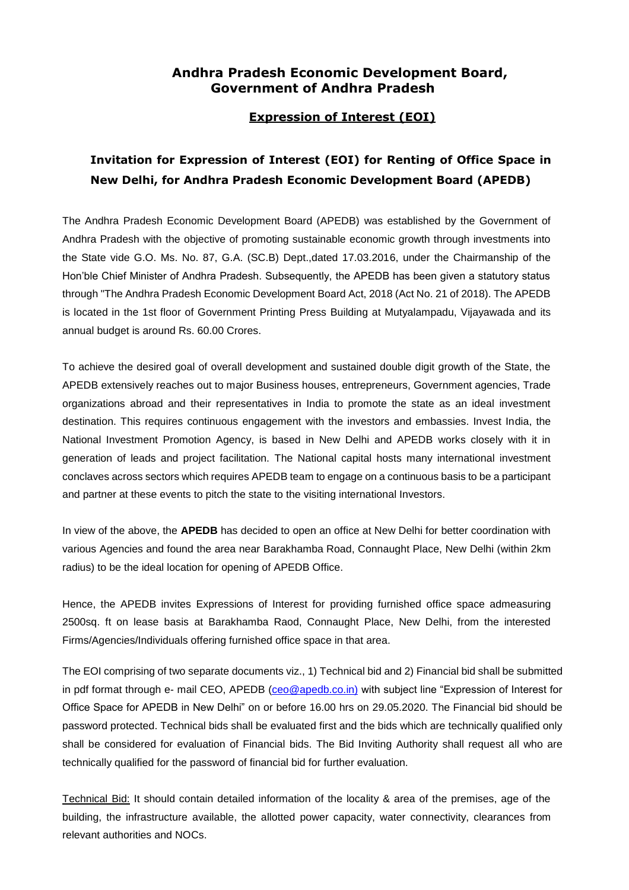# Andhra Pradesh Economic Development Board, Government of Andhra Pradesh

## Expression of Interest (EOI)

### Invitation for Expression of Interest (EOI) for Renting of Office Space in New Delhi, for Andhra Pradesh Economic Development Board (APEDB)

The Andhra Pradesh Economic Development Board (APEDB) was established by the Government of Andhra Pradesh with the objective of promoting sustainable economic growth through investments into the State vide G.O. Ms. No. 87, G.A. (SC.B) Dept.,dated 17.03.2016, under the Chairmanship of the Hon'ble Chief Minister of Andhra Pradesh. Subsequently, the APEDB has been given a statutory status through "The Andhra Pradesh Economic Development Board Act, 2018 (Act No. 21 of 2018). The APEDB is located in the 1st floor of Government Printing Press Building at Mutyalampadu, Vijayawada and its annual budget is around Rs. 60.00 Crores.

To achieve the desired goal of overall development and sustained double digit growth of the State, the APEDB extensively reaches out to major Business houses, entrepreneurs, Government agencies, Trade organizations abroad and their representatives in India to promote the state as an ideal investment destination. This requires continuous engagement with the investors and embassies. Invest India, the National Investment Promotion Agency, is based in New Delhi and APEDB works closely with it in generation of leads and project facilitation. The National capital hosts many international investment conclaves across sectors which requires APEDB team to engage on a continuous basis to be a participant and partner at these events to pitch the state to the visiting international Investors.

In view of the above, the **APEDB** has decided to open an office at New Delhi for better coordination with various Agencies and found the area near Barakhamba Road, Connaught Place, New Delhi (within 2km radius) to be the ideal location for opening of APEDB Office.

Hence, the APEDB invites Expressions of Interest for providing furnished office space admeasuring 2500sq. ft on lease basis at Barakhamba Raod, Connaught Place, New Delhi, from the interested Firms/Agencies/Individuals offering furnished office space in that area.

The EOI comprising of two separate documents viz., 1) Technical bid and 2) Financial bid shall be submitted in pdf format through e- mail CEO, APEDB (ceo@apedb.co.in) with subject line "Expression of Interest for Office Space for APEDB in New Delhi" on or before 16.00 hrs on 29.05.2020. The Financial bid should be password protected. Technical bids shall be evaluated first and the bids which are technically qualified only shall be considered for evaluation of Financial bids. The Bid Inviting Authority shall request all who are technically qualified for the password of financial bid for further evaluation.

Technical Bid: It should contain detailed information of the locality & area of the premises, age of the building, the infrastructure available, the allotted power capacity, water connectivity, clearances from relevant authorities and NOCs.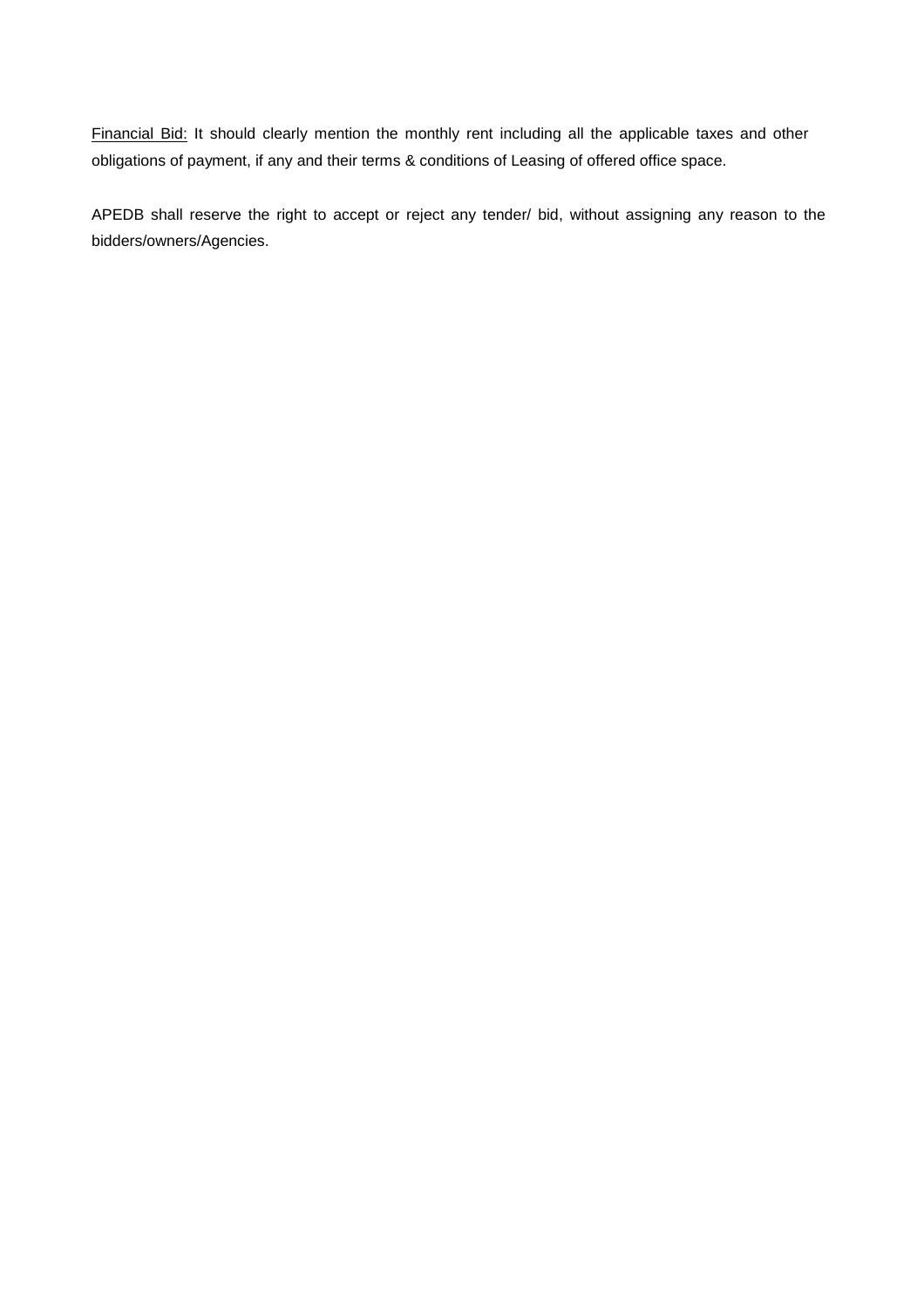<u>Financial Bid:</u> It should clearly mention the monthly rent including all the applicable taxes and other obligations of payment, if any and their terms & conditions of Leasing of offered office space.

APEDB shall reserve the right to accept or reject any tender/ bid, without assigning any reason to the bidders/owners/Agencies.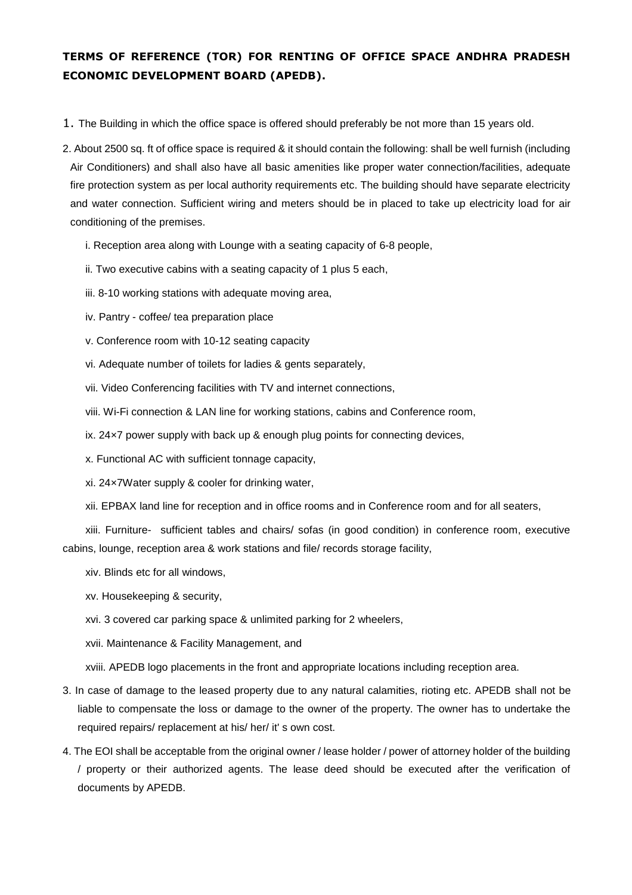**TERMS OF REFERENCE (TOR) FOR RENTING OF OFFICE SPACE ANDHRA PRADESH ECONOMIC DEVELOPMENT BOARD (APEDB).**

1. The Building in which the office space is offered should preferably be not more than 15 years old.

2. About 2500 sq. ft of office space is required & it should contain the following: shall be well furnish (including Air Conditioners) and shall also have all basic amenities like proper water connection/facilities, adequate fire protection system as per local authority requirements etc. The building should have separate electricity and water connection. Sufficient wiring and meters should be in placed to take up electricity load for air conditioning of the premises.

   i. Reception area along with Lounge with a seating capacity of 6-8 people,

   ii. Two executive cabins with a seating capacity of 1 plus 5 each,

   iii. 8-10 working stations with adequate moving area,

   iv. Pantry - coffee/ tea preparation place

   v. Conference room with 10-12 seating capacity

   vi. Adequate number of toilets for ladies & gents separately,

   vii. Video Conferencing facilities with TV and internet connections,

   viii. Wi-Fi connection & LAN line for working stations, cabins and Conference room,

   ix. 24×7 power supply with back up & enough plug points for connecting devices,

   x. Functional AC with sufficient tonnage capacity,

   xi. 24×7Water supply & cooler for drinking water,

   xii. EPBAX land line for reception and in office rooms and in Conference room and for all seaters,

   xiii. Furniture- sufficient tables and chairs/ sofas (in good condition) in conference room, executive cabins, lounge, reception area & work stations and file/ records storage facility,

   xiv. Blinds etc for all windows,

   xv. Housekeeping & security,

   xvi. 3 covered car parking space & unlimited parking for 2 wheelers,

   xvii. Maintenance & Facility Management, and

   xviii. APEDB logo placements in the front and appropriate locations including reception area.

3. In case of damage to the leased property due to any natural calamities, rioting etc. APEDB shall not be liable to compensate the loss or damage to the owner of the property. The owner has to undertake the required repairs/ replacement at his/ her/ it' s own cost.

4. The EOI shall be acceptable from the original owner / lease holder / power of attorney holder of the building / property or their authorized agents. The lease deed should be executed after the verification of documents by APEDB.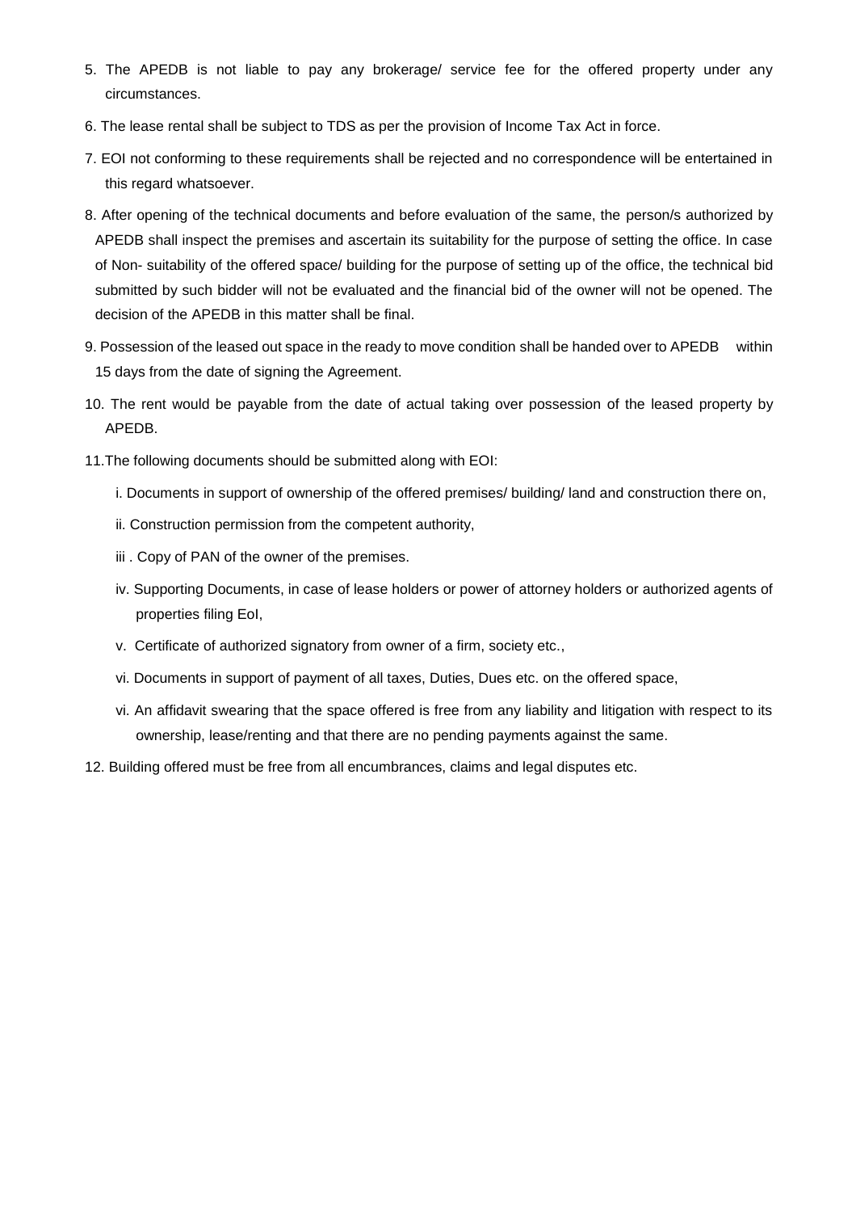5. The APEDB is not liable to pay any brokerage/ service fee for the offered property under any circumstances.
6. The lease rental shall be subject to TDS as per the provision of Income Tax Act in force.
7. EOI not conforming to these requirements shall be rejected and no correspondence will be entertained in this regard whatsoever.
8. After opening of the technical documents and before evaluation of the same, the person/s authorized by APEDB shall inspect the premises and ascertain its suitability for the purpose of setting the office. In case of Non- suitability of the offered space/ building for the purpose of setting up of the office, the technical bid submitted by such bidder will not be evaluated and the financial bid of the owner will not be opened. The decision of the APEDB in this matter shall be final.
9. Possession of the leased out space in the ready to move condition shall be handed over to APEDB within 15 days from the date of signing the Agreement.
10. The rent would be payable from the date of actual taking over possession of the leased property by APEDB.
11. The following documents should be submitted along with EOI:
    - i. Documents in support of ownership of the offered premises/ building/ land and construction there on,
    - ii. Construction permission from the competent authority,
    - iii . Copy of PAN of the owner of the premises.
    - iv. Supporting Documents, in case of lease holders or power of attorney holders or authorized agents of properties filing EoI,
    - v. Certificate of authorized signatory from owner of a firm, society etc.,
    - vi. Documents in support of payment of all taxes, Duties, Dues etc. on the offered space,
    - vi. An affidavit swearing that the space offered is free from any liability and litigation with respect to its ownership, lease/renting and that there are no pending payments against the same.
12. Building offered must be free from all encumbrances, claims and legal disputes etc.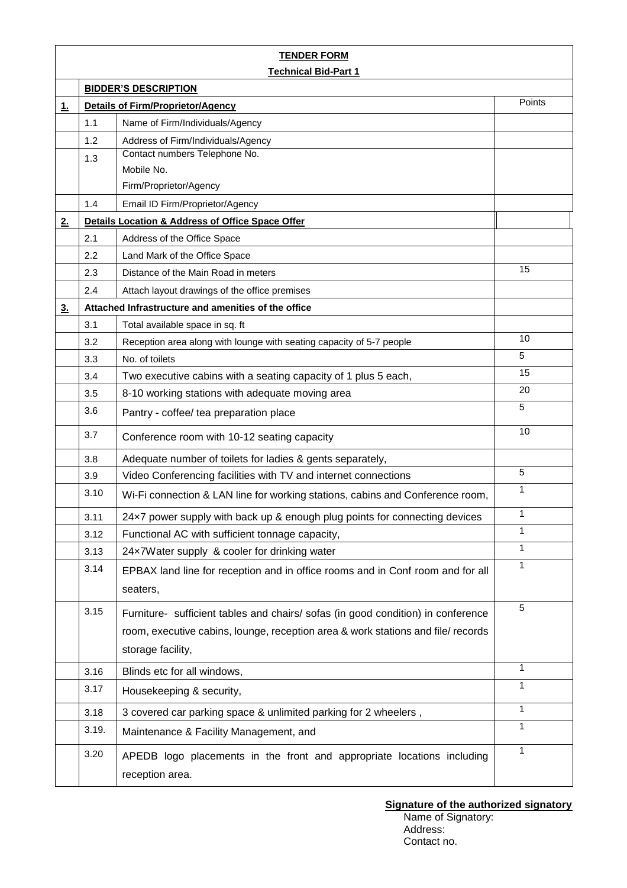**TENDER FORM**

**Technical Bid-Part 1**

| | | | |
|---|---|---|---|
| | **BIDDER'S DESCRIPTION** | | |
| **1.** | **Details of Firm/Proprietor/Agency** | | Points |
| | 1.1 | Name of Firm/Individuals/Agency | |
| | 1.2 | Address of Firm/Individuals/Agency | |
| | 1.3 | Contact numbers Telephone No.<br>Mobile No.<br>Firm/Proprietor/Agency | |
| | 1.4 | Email ID Firm/Proprietor/Agency | |
| **2.** | **Details Location & Address of Office Space Offer** | | |
| | 2.1 | Address of the Office Space | |
| | 2.2 | Land Mark of the Office Space | |
| | 2.3 | Distance of the Main Road in meters | 15 |
| | 2.4 | Attach layout drawings of the office premises | |
| **3.** | **Attached Infrastructure and amenities of the office** | | |
| | 3.1 | Total available space in sq. ft | |
| | 3.2 | Reception area along with lounge with seating capacity of 5-7 people | 10 |
| | 3.3 | No. of toilets | 5 |
| | 3.4 | Two executive cabins with a seating capacity of 1 plus 5 each, | 15 |
| | 3.5 | 8-10 working stations with adequate moving area | 20 |
| | 3.6 | Pantry - coffee/ tea preparation place | 5 |
| | 3.7 | Conference room with 10-12 seating capacity | 10 |
| | 3.8 | Adequate number of toilets for ladies & gents separately, | |
| | 3.9 | Video Conferencing facilities with TV and internet connections | 5 |
| | 3.10 | Wi-Fi connection & LAN line for working stations, cabins and Conference room, | 1 |
| | 3.11 | 24×7 power supply with back up & enough plug points for connecting devices | 1 |
| | 3.12 | Functional AC with sufficient tonnage capacity, | 1 |
| | 3.13 | 24×7Water supply & cooler for drinking water | 1 |
| | 3.14 | EPBAX land line for reception and in office rooms and in Conf room and for all seaters, | 1 |
| | 3.15 | Furniture- sufficient tables and chairs/ sofas (in good condition) in conference room, executive cabins, lounge, reception area & work stations and file/ records storage facility, | 5 |
| | 3.16 | Blinds etc for all windows, | 1 |
| | 3.17 | Housekeeping & security, | 1 |
| | 3.18 | 3 covered car parking space & unlimited parking for 2 wheelers , | 1 |
| | 3.19. | Maintenance & Facility Management, and | 1 |
| | 3.20 | APEDB logo placements in the front and appropriate locations including reception area. | 1 |

**Signature of the authorized signatory**

Name of Signatory:

Address:

Contact no.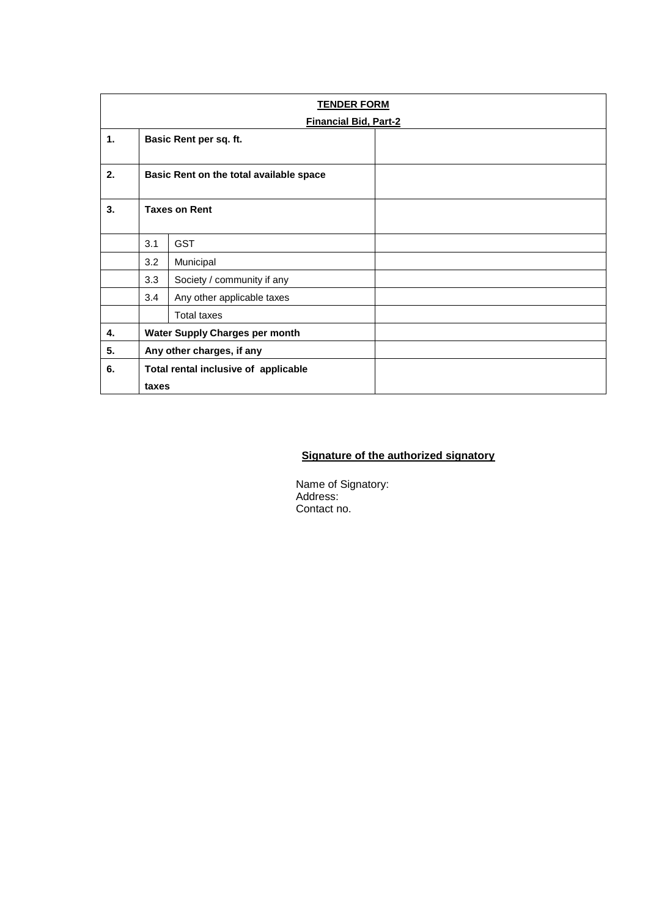| TENDER FORM<br>Financial Bid, Part-2 | | | |
|---|---|---|---|
| **1.** | **Basic Rent per sq. ft.** | | |
| **2.** | **Basic Rent on the total available space** | | |
| **3.** | **Taxes on Rent** | | |
| | 3.1 | GST | |
| | 3.2 | Municipal | |
| | 3.3 | Society / community if any | |
| | 3.4 | Any other applicable taxes | |
| | | Total taxes | |
| **4.** | **Water Supply Charges per month** | | |
| **5.** | **Any other charges, if any** | | |
| **6.** | **Total rental inclusive of applicable taxes** | | |

**Signature of the authorized signatory**

Name of Signatory:
Address:
Contact no.